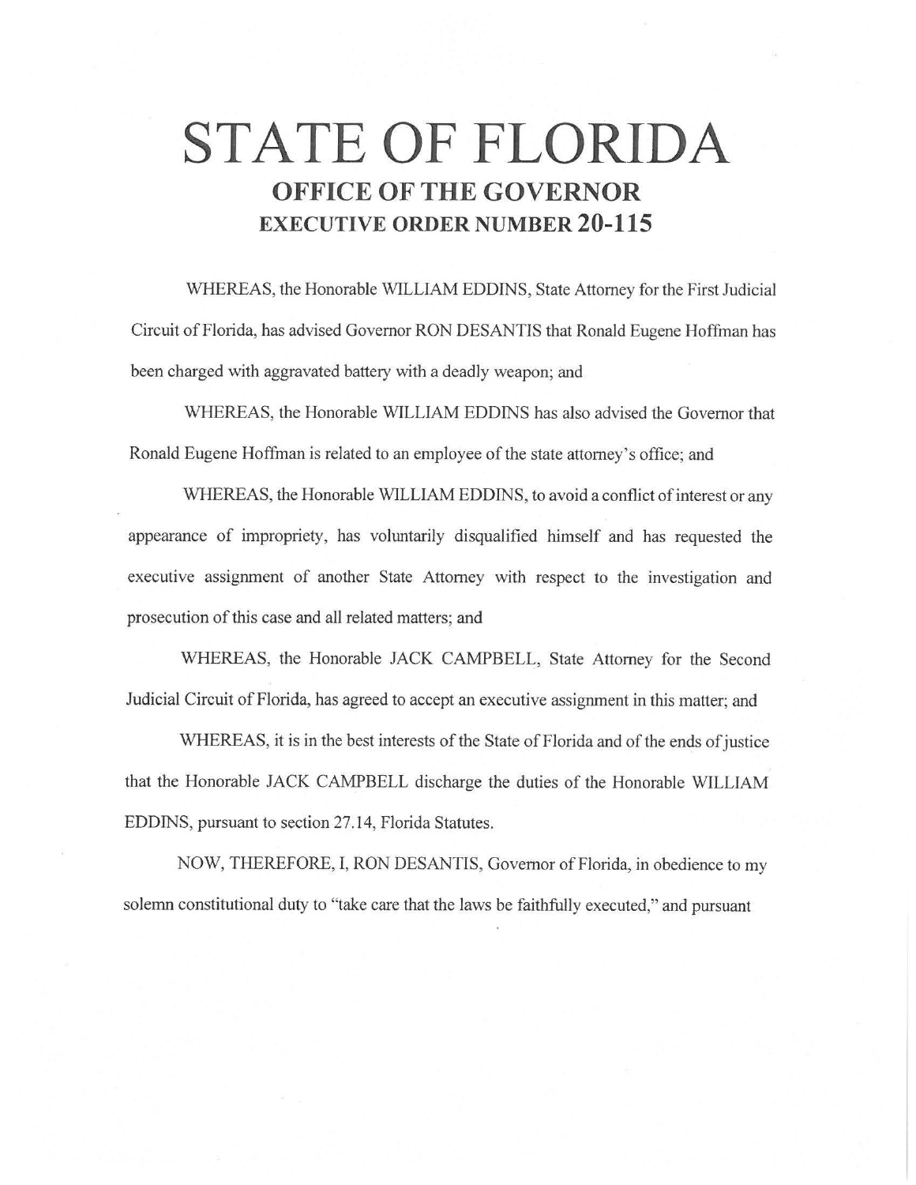# STATE OF FLORIDA

## OFFICE OF THE GOVERNOR

## EXECUTIVE ORDER NUMBER 20-115

WHEREAS, the Honorable WILLIAM EDDINS, State Attorney for the First Judicial Circuit of Florida, has advised Governor RON DESANTIS that Ronald Eugene Hoffman has been charged with aggravated battery with a deadly weapon; and

WHEREAS, the Honorable WILLIAM EDDINS has also advised the Governor that Ronald Eugene Hoffman is related to an employee of the state attorney's office; and

WHEREAS, the Honorable WILLIAM EDDINS, to avoid a conflict of interest or any appearance of impropriety, has voluntarily disqualified himself and has requested the executive assignment of another State Attorney with respect to the investigation and prosecution of this case and all related matters; and

WHEREAS, the Honorable JACK CAMPBELL, State Attorney for the Second Judicial Circuit of Florida, has agreed to accept an executive assignment in this matter; and

WHEREAS, it is in the best interests of the State of Florida and of the ends of justice that the Honorable JACK CAMPBELL discharge the duties of the Honorable WILLIAM EDDINS, pursuant to section 27.14, Florida Statutes.

NOW, THEREFORE, I, RON DESANTIS, Governor of Florida, in obedience to my solemn constitutional duty to "take care that the laws be faithfully executed," and pursuant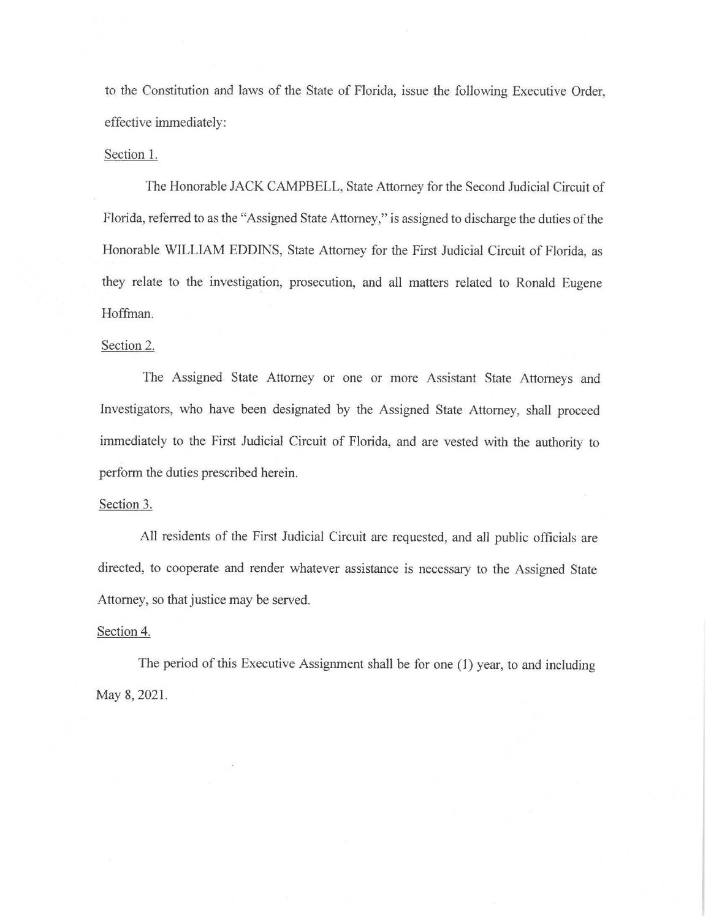to the Constitution and laws of the State of Florida, issue the following Executive Order, effective immediately:

Section 1.

The Honorable JACK CAMPBELL, State Attorney for the Second Judicial Circuit of Florida, referred to as the "Assigned State Attorney," is assigned to discharge the duties of the Honorable WILLIAM EDDINS, State Attorney for the First Judicial Circuit of Florida, as they relate to the investigation, prosecution, and all matters related to Ronald Eugene Hoffman.

Section 2.

The Assigned State Attorney or one or more Assistant State Attorneys and Investigators, who have been designated by the Assigned State Attorney, shall proceed immediately to the First Judicial Circuit of Florida, and are vested with the authority to perform the duties prescribed herein.

Section 3.

All residents of the First Judicial Circuit are requested, and all public officials are directed, to cooperate and render whatever assistance is necessary to the Assigned State Attorney, so that justice may be served.

Section 4.

The period of this Executive Assignment shall be for one (1) year, to and including May 8, 2021.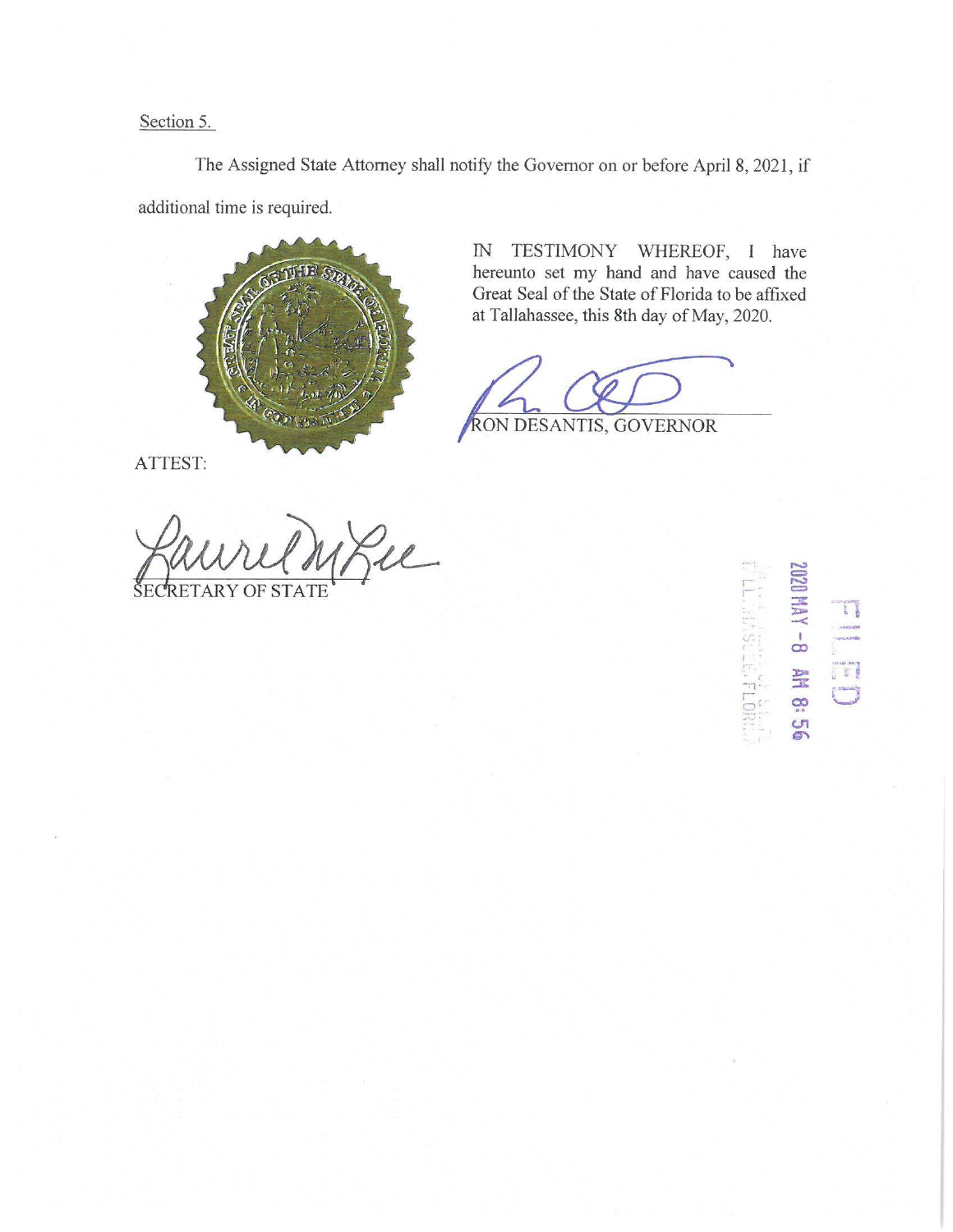Section 5.

The Assigned State Attorney shall notify the Governor on or before April 8, 2021, if additional time is required.

IN TESTIMONY WHEREOF, I have hereunto set my hand and have caused the Great Seal of the State of Florida to be affixed at Tallahassee, this 8th day of May, 2020.

RON DESANTIS, GOVERNOR

ATTEST:

SECRETARY OF STATE

FILED

2020 MAY -8 AM 8:56

TALLAHASSEE, FLORIDA